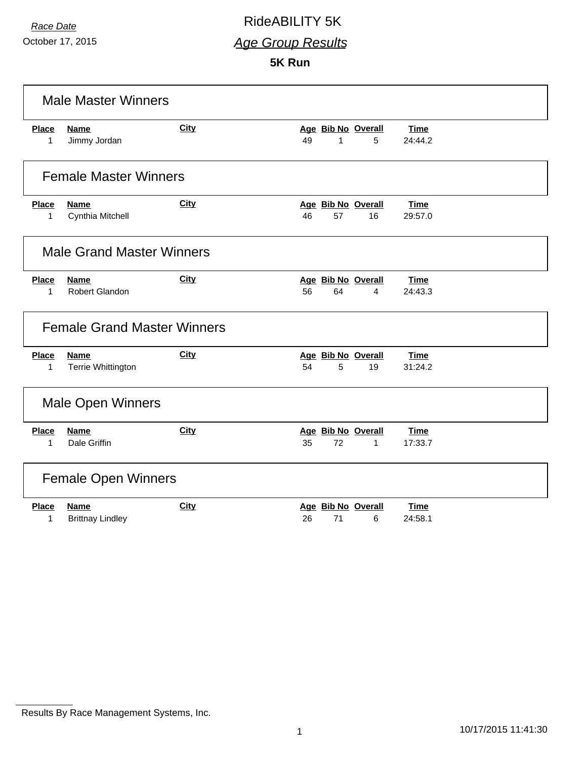*Race Date*

October 17, 2015

# RideABILITY 5K

## *Age Group Results*

**5K Run**

### Male Master Winners

| Place | Name | City | Age | Bib No | Overall | Time |
|---|---|---|---|---|---|---|
| 1 | Jimmy Jordan | | 49 | 1 | 5 | 24:44.2 |

### Female Master Winners

| Place | Name | City | Age | Bib No | Overall | Time |
|---|---|---|---|---|---|---|
| 1 | Cynthia Mitchell | | 46 | 57 | 16 | 29:57.0 |

### Male Grand Master Winners

| Place | Name | City | Age | Bib No | Overall | Time |
|---|---|---|---|---|---|---|
| 1 | Robert Glandon | | 56 | 64 | 4 | 24:43.3 |

### Female Grand Master Winners

| Place | Name | City | Age | Bib No | Overall | Time |
|---|---|---|---|---|---|---|
| 1 | Terrie Whittington | | 54 | 5 | 19 | 31:24.2 |

### Male Open Winners

| Place | Name | City | Age | Bib No | Overall | Time |
|---|---|---|---|---|---|---|
| 1 | Dale Griffin | | 35 | 72 | 1 | 17:33.7 |

### Female Open Winners

| Place | Name | City | Age | Bib No | Overall | Time |
|---|---|---|---|---|---|---|
| 1 | Brittnay Lindley | | 26 | 71 | 6 | 24:58.1 |

Results By Race Management Systems, Inc.

10/17/2015 11:41:30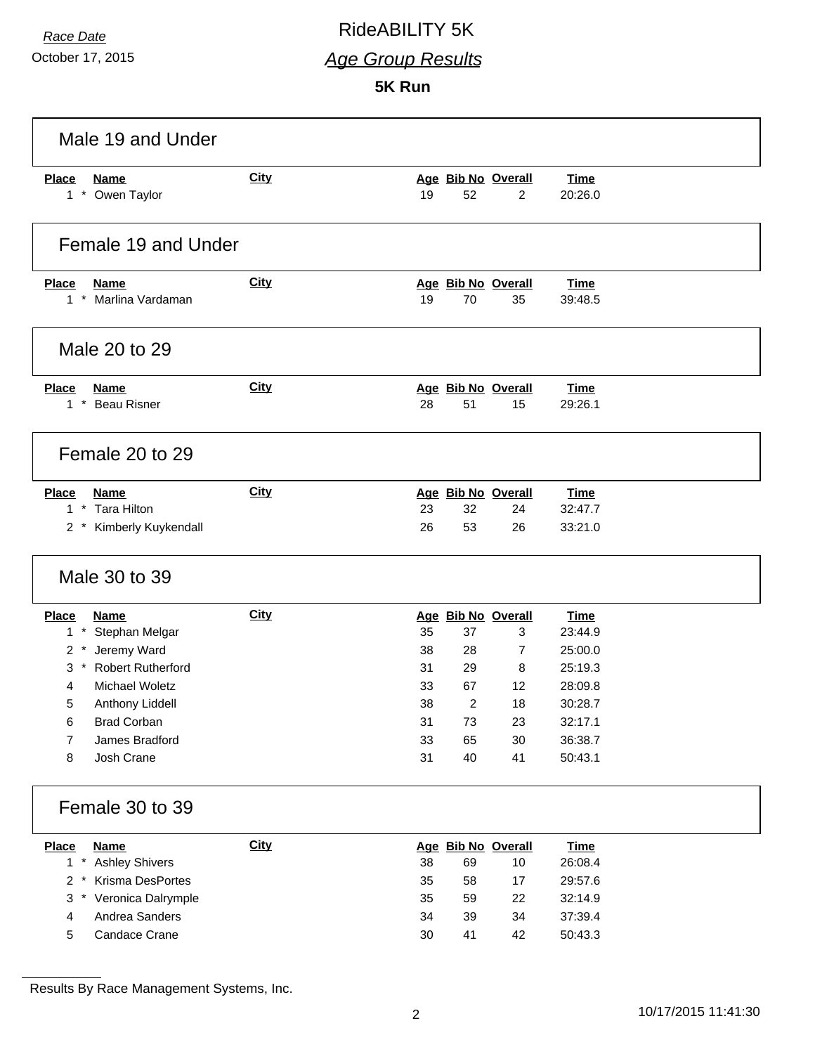*Race Date*

October 17, 2015

# RideABILITY 5K

## *Age Group Results*

**5K Run**

### Male 19 and Under

| Place | Name | City | Age | Bib No | Overall | Time |
|---|---|---|---|---|---|---|
| 1 * | Owen Taylor | | 19 | 52 | 2 | 20:26.0 |

### Female 19 and Under

| Place | Name | City | Age | Bib No | Overall | Time |
|---|---|---|---|---|---|---|
| 1 * | Marlina Vardaman | | 19 | 70 | 35 | 39:48.5 |

### Male 20 to 29

| Place | Name | City | Age | Bib No | Overall | Time |
|---|---|---|---|---|---|---|
| 1 * | Beau Risner | | 28 | 51 | 15 | 29:26.1 |

### Female 20 to 29

| Place | Name | City | Age | Bib No | Overall | Time |
|---|---|---|---|---|---|---|
| 1 * | Tara Hilton | | 23 | 32 | 24 | 32:47.7 |
| 2 * | Kimberly Kuykendall | | 26 | 53 | 26 | 33:21.0 |

### Male 30 to 39

| Place | Name | City | Age | Bib No | Overall | Time |
|---|---|---|---|---|---|---|
| 1 * | Stephan Melgar | | 35 | 37 | 3 | 23:44.9 |
| 2 * | Jeremy Ward | | 38 | 28 | 7 | 25:00.0 |
| 3 * | Robert Rutherford | | 31 | 29 | 8 | 25:19.3 |
| 4 | Michael Woletz | | 33 | 67 | 12 | 28:09.8 |
| 5 | Anthony Liddell | | 38 | 2 | 18 | 30:28.7 |
| 6 | Brad Corban | | 31 | 73 | 23 | 32:17.1 |
| 7 | James Bradford | | 33 | 65 | 30 | 36:38.7 |
| 8 | Josh Crane | | 31 | 40 | 41 | 50:43.1 |

### Female 30 to 39

| Place | Name | City | Age | Bib No | Overall | Time |
|---|---|---|---|---|---|---|
| 1 * | Ashley Shivers | | 38 | 69 | 10 | 26:08.4 |
| 2 * | Krisma DesPortes | | 35 | 58 | 17 | 29:57.6 |
| 3 * | Veronica Dalrymple | | 35 | 59 | 22 | 32:14.9 |
| 4 | Andrea Sanders | | 34 | 39 | 34 | 37:39.4 |
| 5 | Candace Crane | | 30 | 41 | 42 | 50:43.3 |

Results By Race Management Systems, Inc.

10/17/2015 11:41:30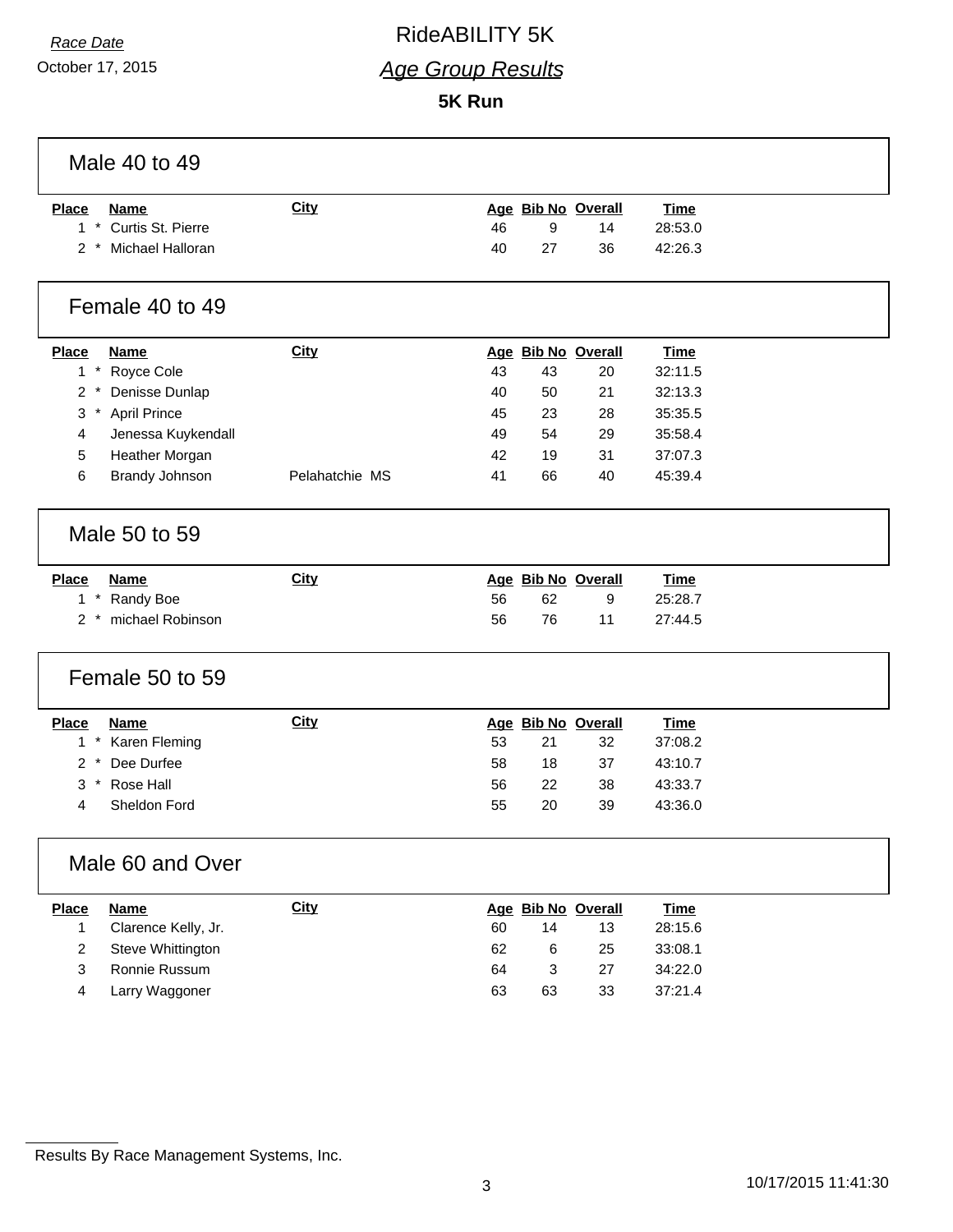*Race Date*

October 17, 2015

# RideABILITY 5K

## *Age Group Results*

### 5K Run

## Male 40 to 49

| Place | Name | City | Age | Bib No | Overall | Time |
|---|---|---|---|---|---|---|
| 1 * | Curtis St. Pierre | | 46 | 9 | 14 | 28:53.0 |
| 2 * | Michael Halloran | | 40 | 27 | 36 | 42:26.3 |

## Female 40 to 49

| Place | Name | City | Age | Bib No | Overall | Time |
|---|---|---|---|---|---|---|
| 1 * | Royce Cole | | 43 | 43 | 20 | 32:11.5 |
| 2 * | Denisse Dunlap | | 40 | 50 | 21 | 32:13.3 |
| 3 * | April Prince | | 45 | 23 | 28 | 35:35.5 |
| 4 | Jenessa Kuykendall | | 49 | 54 | 29 | 35:58.4 |
| 5 | Heather Morgan | | 42 | 19 | 31 | 37:07.3 |
| 6 | Brandy Johnson | Pelahatchie MS | 41 | 66 | 40 | 45:39.4 |

## Male 50 to 59

| Place | Name | City | Age | Bib No | Overall | Time |
|---|---|---|---|---|---|---|
| 1 * | Randy Boe | | 56 | 62 | 9 | 25:28.7 |
| 2 * | michael Robinson | | 56 | 76 | 11 | 27:44.5 |

## Female 50 to 59

| Place | Name | City | Age | Bib No | Overall | Time |
|---|---|---|---|---|---|---|
| 1 * | Karen Fleming | | 53 | 21 | 32 | 37:08.2 |
| 2 * | Dee Durfee | | 58 | 18 | 37 | 43:10.7 |
| 3 * | Rose Hall | | 56 | 22 | 38 | 43:33.7 |
| 4 | Sheldon Ford | | 55 | 20 | 39 | 43:36.0 |

## Male 60 and Over

| Place | Name | City | Age | Bib No | Overall | Time |
|---|---|---|---|---|---|---|
| 1 | Clarence Kelly, Jr. | | 60 | 14 | 13 | 28:15.6 |
| 2 | Steve Whittington | | 62 | 6 | 25 | 33:08.1 |
| 3 | Ronnie Russum | | 64 | 3 | 27 | 34:22.0 |
| 4 | Larry Waggoner | | 63 | 63 | 33 | 37:21.4 |

Results By Race Management Systems, Inc.

10/17/2015 11:41:30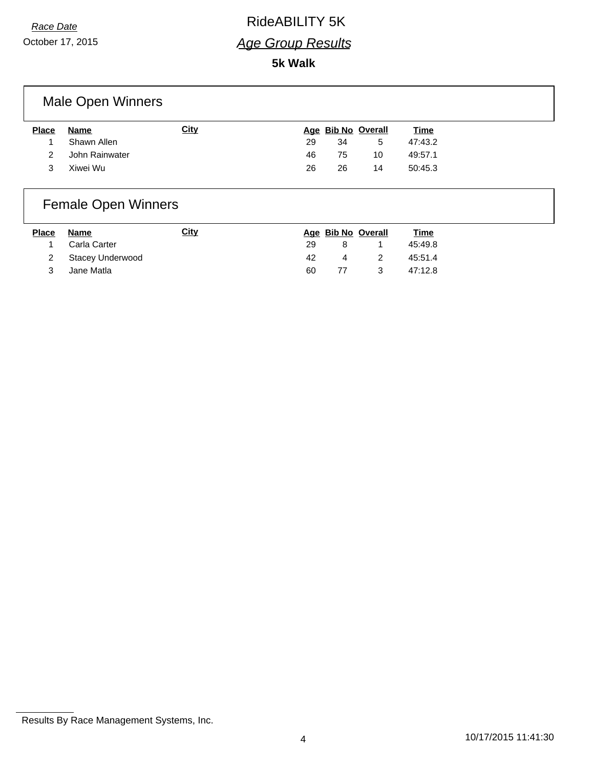*Race Date*

October 17, 2015

# RideABILITY 5K

## *Age Group Results*

**5k Walk**

### Male Open Winners

| Place | Name | City | Age | Bib No | Overall | Time |
|---|---|---|---|---|---|---|
| 1 | Shawn Allen | | 29 | 34 | 5 | 47:43.2 |
| 2 | John Rainwater | | 46 | 75 | 10 | 49:57.1 |
| 3 | Xiwei Wu | | 26 | 26 | 14 | 50:45.3 |

### Female Open Winners

| Place | Name | City | Age | Bib No | Overall | Time |
|---|---|---|---|---|---|---|
| 1 | Carla Carter | | 29 | 8 | 1 | 45:49.8 |
| 2 | Stacey Underwood | | 42 | 4 | 2 | 45:51.4 |
| 3 | Jane Matla | | 60 | 77 | 3 | 47:12.8 |

Results By Race Management Systems, Inc.

10/17/2015 11:41:30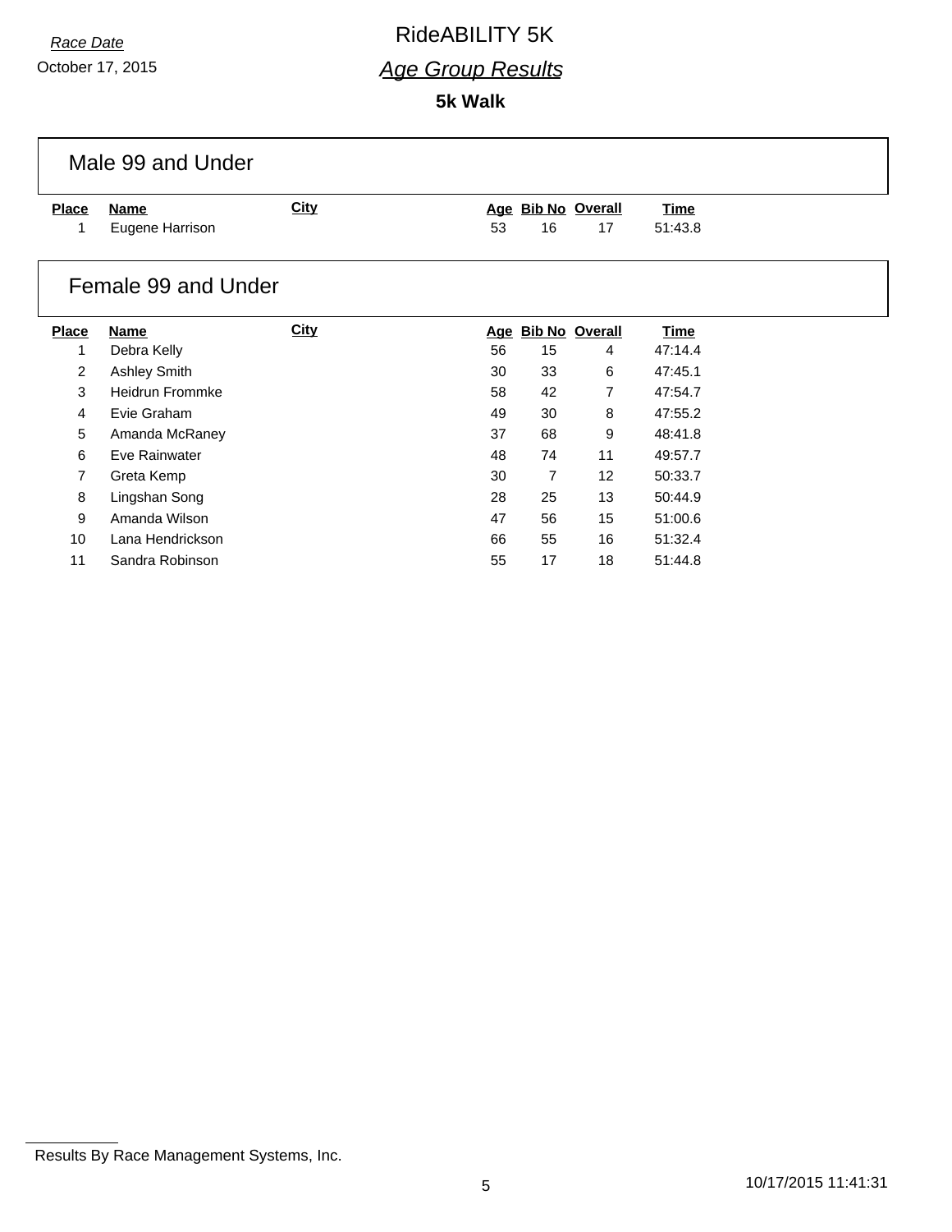*Race Date*

October 17, 2015

# RideABILITY 5K

## *Age Group Results*

**5k Walk**

### Male 99 and Under

| Place | Name | City | Age | Bib No | Overall | Time |
|---|---|---|---|---|---|---|
| 1 | Eugene Harrison | | 53 | 16 | 17 | 51:43.8 |

### Female 99 and Under

| Place | Name | City | Age | Bib No | Overall | Time |
|---|---|---|---|---|---|---|
| 1 | Debra Kelly | | 56 | 15 | 4 | 47:14.4 |
| 2 | Ashley Smith | | 30 | 33 | 6 | 47:45.1 |
| 3 | Heidrun Frommke | | 58 | 42 | 7 | 47:54.7 |
| 4 | Evie Graham | | 49 | 30 | 8 | 47:55.2 |
| 5 | Amanda McRaney | | 37 | 68 | 9 | 48:41.8 |
| 6 | Eve Rainwater | | 48 | 74 | 11 | 49:57.7 |
| 7 | Greta Kemp | | 30 | 7 | 12 | 50:33.7 |
| 8 | Lingshan Song | | 28 | 25 | 13 | 50:44.9 |
| 9 | Amanda Wilson | | 47 | 56 | 15 | 51:00.6 |
| 10 | Lana Hendrickson | | 66 | 55 | 16 | 51:32.4 |
| 11 | Sandra Robinson | | 55 | 17 | 18 | 51:44.8 |

Results By Race Management Systems, Inc.

10/17/2015 11:41:31